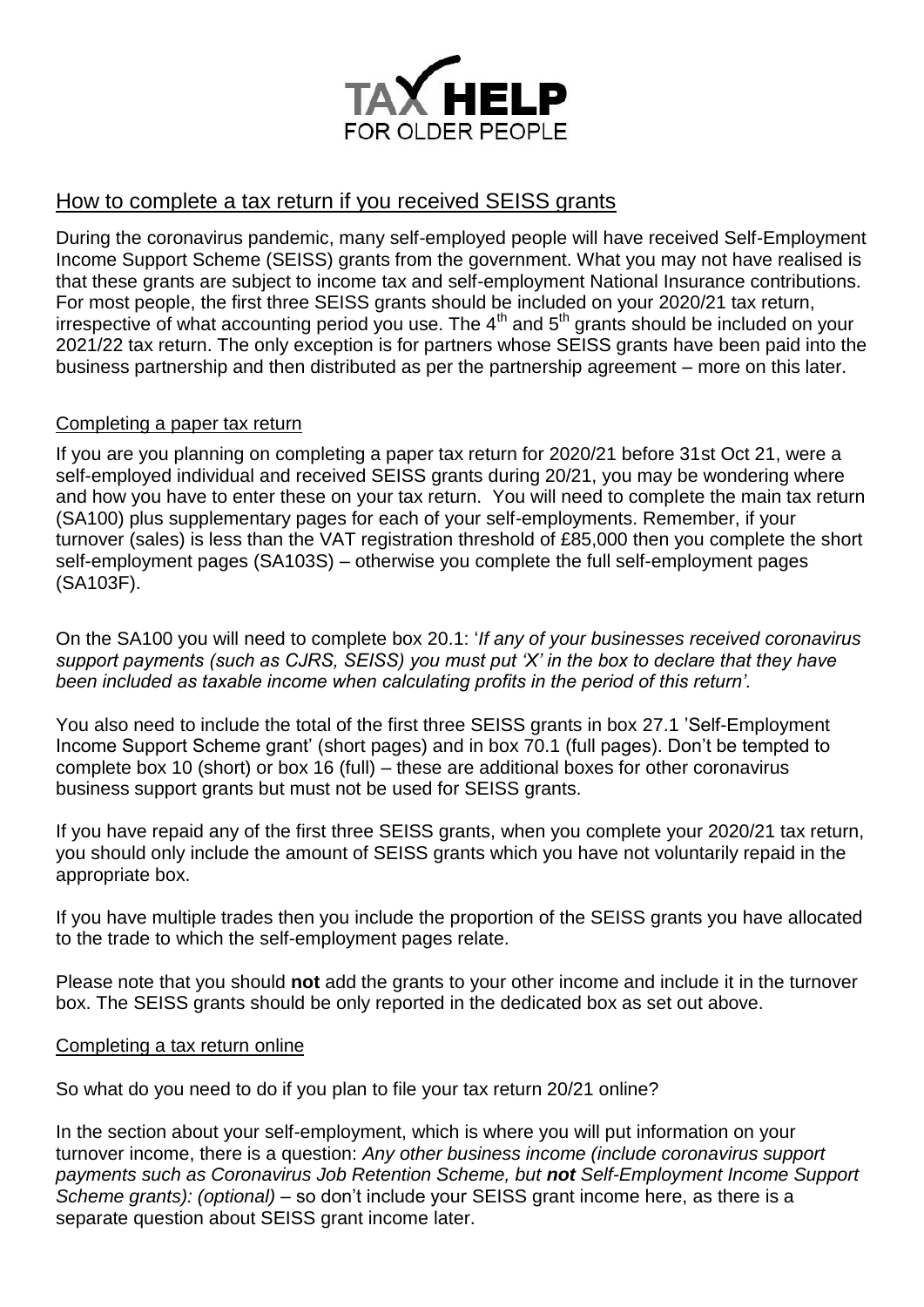TAX HELP
FOR OLDER PEOPLE

# How to complete a tax return if you received SEISS grants

During the coronavirus pandemic, many self-employed people will have received Self-Employment Income Support Scheme (SEISS) grants from the government. What you may not have realised is that these grants are subject to income tax and self-employment National Insurance contributions. For most people, the first three SEISS grants should be included on your 2020/21 tax return, irrespective of what accounting period you use. The 4th and 5th grants should be included on your 2021/22 tax return. The only exception is for partners whose SEISS grants have been paid into the business partnership and then distributed as per the partnership agreement – more on this later.

## Completing a paper tax return

If you are you planning on completing a paper tax return for 2020/21 before 31st Oct 21, were a self-employed individual and received SEISS grants during 20/21, you may be wondering where and how you have to enter these on your tax return. You will need to complete the main tax return (SA100) plus supplementary pages for each of your self-employments. Remember, if your turnover (sales) is less than the VAT registration threshold of £85,000 then you complete the short self-employment pages (SA103S) – otherwise you complete the full self-employment pages (SA103F).

On the SA100 you will need to complete box 20.1: '*If any of your businesses received coronavirus support payments (such as CJRS, SEISS) you must put 'X' in the box to declare that they have been included as taxable income when calculating profits in the period of this return'.*

You also need to include the total of the first three SEISS grants in box 27.1 'Self-Employment Income Support Scheme grant' (short pages) and in box 70.1 (full pages). Don't be tempted to complete box 10 (short) or box 16 (full) – these are additional boxes for other coronavirus business support grants but must not be used for SEISS grants.

If you have repaid any of the first three SEISS grants, when you complete your 2020/21 tax return, you should only include the amount of SEISS grants which you have not voluntarily repaid in the appropriate box.

If you have multiple trades then you include the proportion of the SEISS grants you have allocated to the trade to which the self-employment pages relate.

Please note that you should **not** add the grants to your other income and include it in the turnover box. The SEISS grants should be only reported in the dedicated box as set out above.

## Completing a tax return online

So what do you need to do if you plan to file your tax return 20/21 online?

In the section about your self-employment, which is where you will put information on your turnover income, there is a question: *Any other business income (include coronavirus support payments such as Coronavirus Job Retention Scheme, but **not** Self-Employment Income Support Scheme grants): (optional)* – so don't include your SEISS grant income here, as there is a separate question about SEISS grant income later.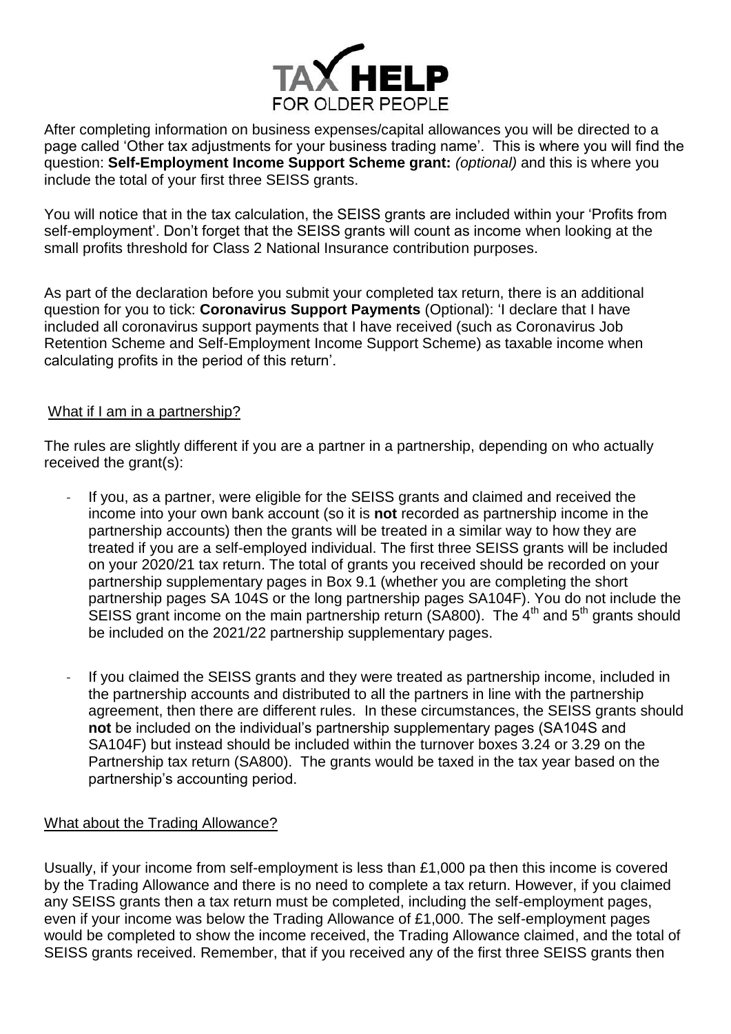After completing information on business expenses/capital allowances you will be directed to a page called 'Other tax adjustments for your business trading name'. This is where you will find the question: **Self-Employment Income Support Scheme grant:** *(optional)* and this is where you include the total of your first three SEISS grants.

You will notice that in the tax calculation, the SEISS grants are included within your 'Profits from self-employment'. Don't forget that the SEISS grants will count as income when looking at the small profits threshold for Class 2 National Insurance contribution purposes.

As part of the declaration before you submit your completed tax return, there is an additional question for you to tick: **Coronavirus Support Payments** (Optional): 'I declare that I have included all coronavirus support payments that I have received (such as Coronavirus Job Retention Scheme and Self-Employment Income Support Scheme) as taxable income when calculating profits in the period of this return'.

## What if I am in a partnership?

The rules are slightly different if you are a partner in a partnership, depending on who actually received the grant(s):

- If you, as a partner, were eligible for the SEISS grants and claimed and received the income into your own bank account (so it is **not** recorded as partnership income in the partnership accounts) then the grants will be treated in a similar way to how they are treated if you are a self-employed individual. The first three SEISS grants will be included on your 2020/21 tax return. The total of grants you received should be recorded on your partnership supplementary pages in Box 9.1 (whether you are completing the short partnership pages SA 104S or the long partnership pages SA104F). You do not include the SEISS grant income on the main partnership return (SA800). The 4th and 5th grants should be included on the 2021/22 partnership supplementary pages.

- If you claimed the SEISS grants and they were treated as partnership income, included in the partnership accounts and distributed to all the partners in line with the partnership agreement, then there are different rules. In these circumstances, the SEISS grants should **not** be included on the individual's partnership supplementary pages (SA104S and SA104F) but instead should be included within the turnover boxes 3.24 or 3.29 on the Partnership tax return (SA800). The grants would be taxed in the tax year based on the partnership's accounting period.

## What about the Trading Allowance?

Usually, if your income from self-employment is less than £1,000 pa then this income is covered by the Trading Allowance and there is no need to complete a tax return. However, if you claimed any SEISS grants then a tax return must be completed, including the self-employment pages, even if your income was below the Trading Allowance of £1,000. The self-employment pages would be completed to show the income received, the Trading Allowance claimed, and the total of SEISS grants received. Remember, that if you received any of the first three SEISS grants then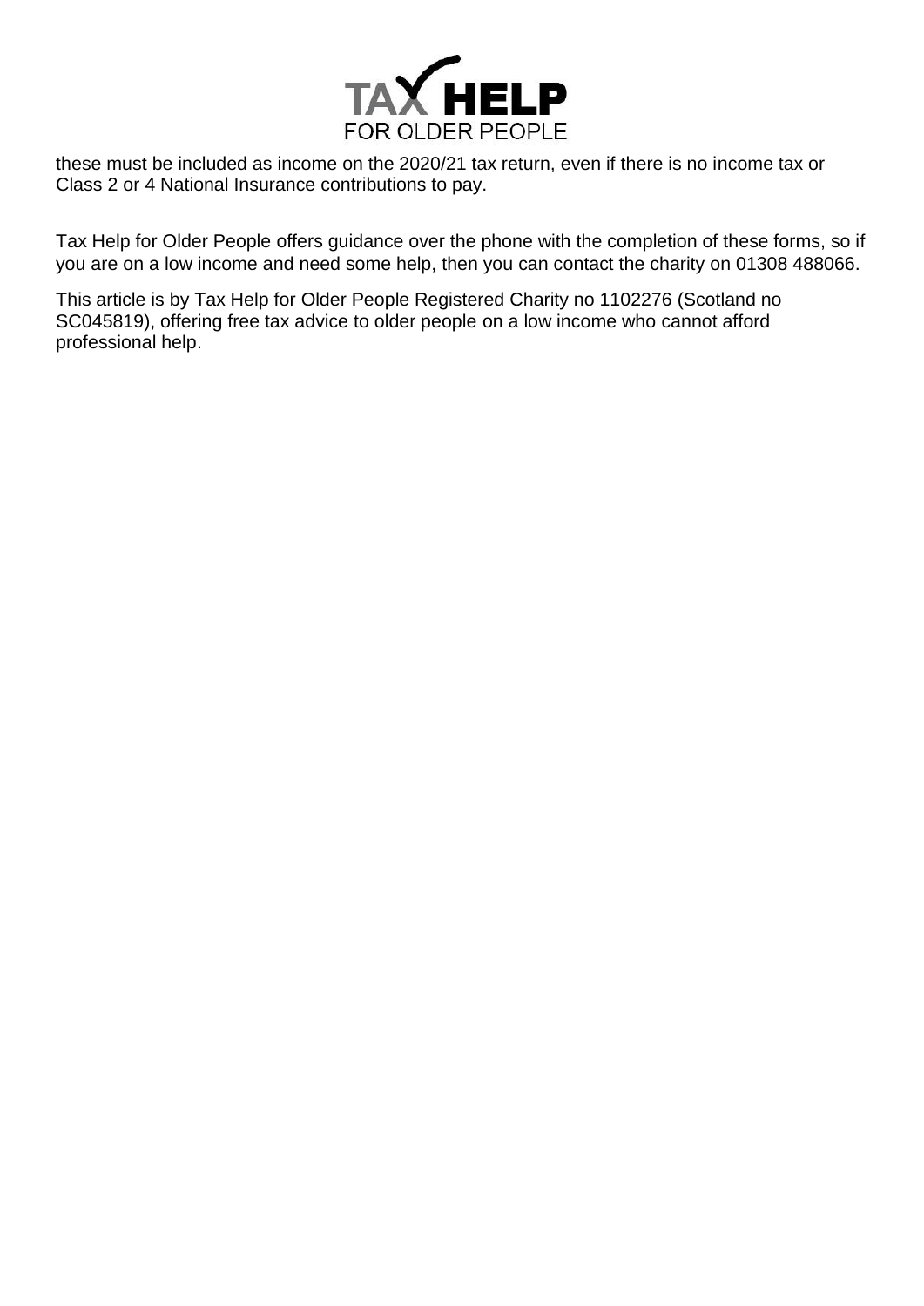these must be included as income on the 2020/21 tax return, even if there is no income tax or Class 2 or 4 National Insurance contributions to pay.

Tax Help for Older People offers guidance over the phone with the completion of these forms, so if you are on a low income and need some help, then you can contact the charity on 01308 488066.

This article is by Tax Help for Older People Registered Charity no 1102276 (Scotland no SC045819), offering free tax advice to older people on a low income who cannot afford professional help.